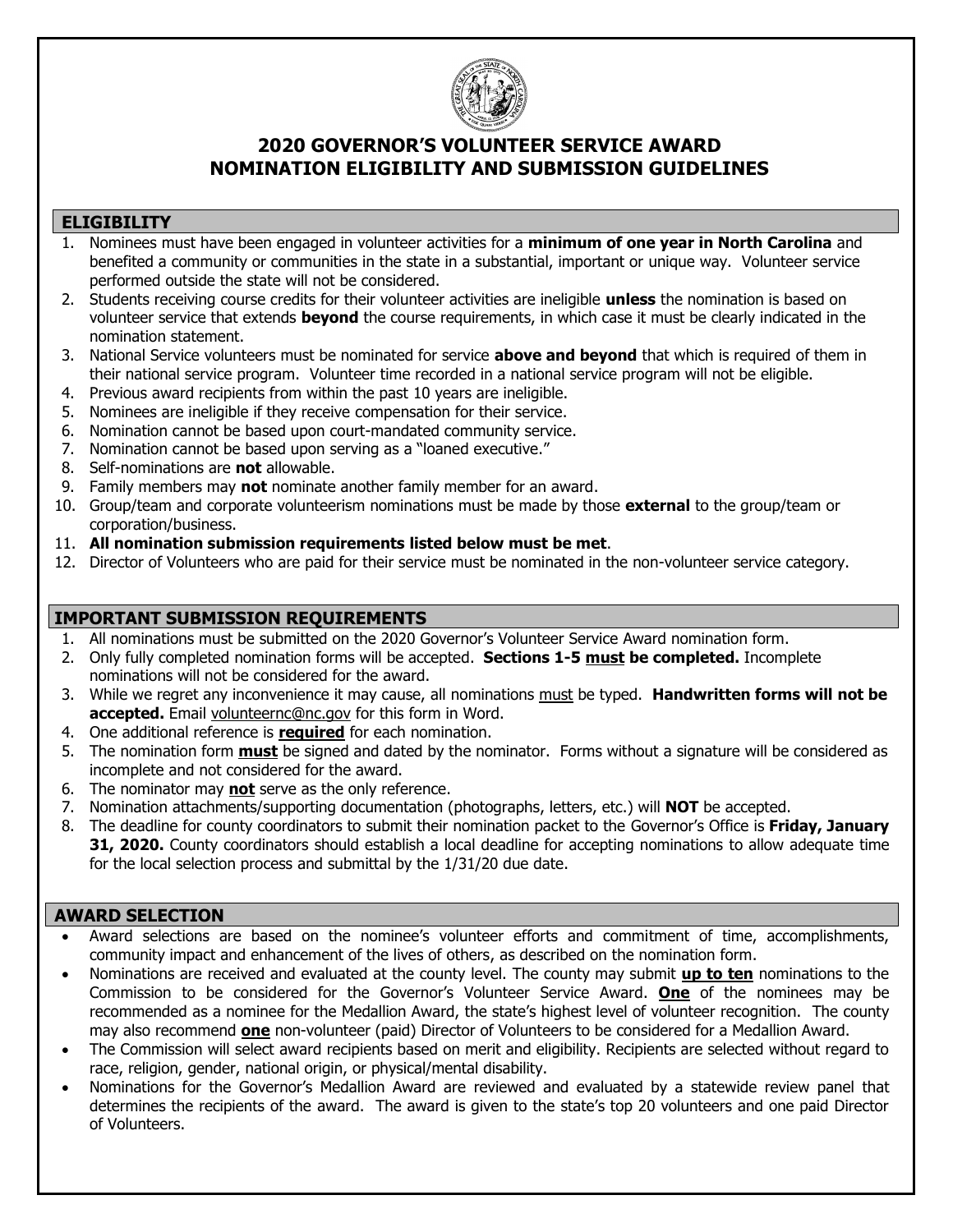# 2020 GOVERNOR'S VOLUNTEER SERVICE AWARD NOMINATION ELIGIBILITY AND SUBMISSION GUIDELINES

## ELIGIBILITY

1. Nominees must have been engaged in volunteer activities for a **minimum of one year in North Carolina** and benefited a community or communities in the state in a substantial, important or unique way. Volunteer service performed outside the state will not be considered.
2. Students receiving course credits for their volunteer activities are ineligible **unless** the nomination is based on volunteer service that extends **beyond** the course requirements, in which case it must be clearly indicated in the nomination statement.
3. National Service volunteers must be nominated for service **above and beyond** that which is required of them in their national service program. Volunteer time recorded in a national service program will not be eligible.
4. Previous award recipients from within the past 10 years are ineligible.
5. Nominees are ineligible if they receive compensation for their service.
6. Nomination cannot be based upon court-mandated community service.
7. Nomination cannot be based upon serving as a "loaned executive."
8. Self-nominations are **not** allowable.
9. Family members may **not** nominate another family member for an award.
10. Group/team and corporate volunteerism nominations must be made by those **external** to the group/team or corporation/business.
11. **All nomination submission requirements listed below must be met**.
12. Director of Volunteers who are paid for their service must be nominated in the non-volunteer service category.

## IMPORTANT SUBMISSION REQUIREMENTS

1. All nominations must be submitted on the 2020 Governor's Volunteer Service Award nomination form.
2. Only fully completed nomination forms will be accepted. **Sections 1-5 must be completed.** Incomplete nominations will not be considered for the award.
3. While we regret any inconvenience it may cause, all nominations must be typed. **Handwritten forms will not be accepted.** Email volunteernc@nc.gov for this form in Word.
4. One additional reference is **required** for each nomination.
5. The nomination form **must** be signed and dated by the nominator. Forms without a signature will be considered as incomplete and not considered for the award.
6. The nominator may **not** serve as the only reference.
7. Nomination attachments/supporting documentation (photographs, letters, etc.) will **NOT** be accepted.
8. The deadline for county coordinators to submit their nomination packet to the Governor's Office is **Friday, January 31, 2020.** County coordinators should establish a local deadline for accepting nominations to allow adequate time for the local selection process and submittal by the 1/31/20 due date.

## AWARD SELECTION

- Award selections are based on the nominee's volunteer efforts and commitment of time, accomplishments, community impact and enhancement of the lives of others, as described on the nomination form.
- Nominations are received and evaluated at the county level. The county may submit **up to ten** nominations to the Commission to be considered for the Governor's Volunteer Service Award. **One** of the nominees may be recommended as a nominee for the Medallion Award, the state's highest level of volunteer recognition. The county may also recommend **one** non-volunteer (paid) Director of Volunteers to be considered for a Medallion Award.
- The Commission will select award recipients based on merit and eligibility. Recipients are selected without regard to race, religion, gender, national origin, or physical/mental disability.
- Nominations for the Governor's Medallion Award are reviewed and evaluated by a statewide review panel that determines the recipients of the award. The award is given to the state's top 20 volunteers and one paid Director of Volunteers.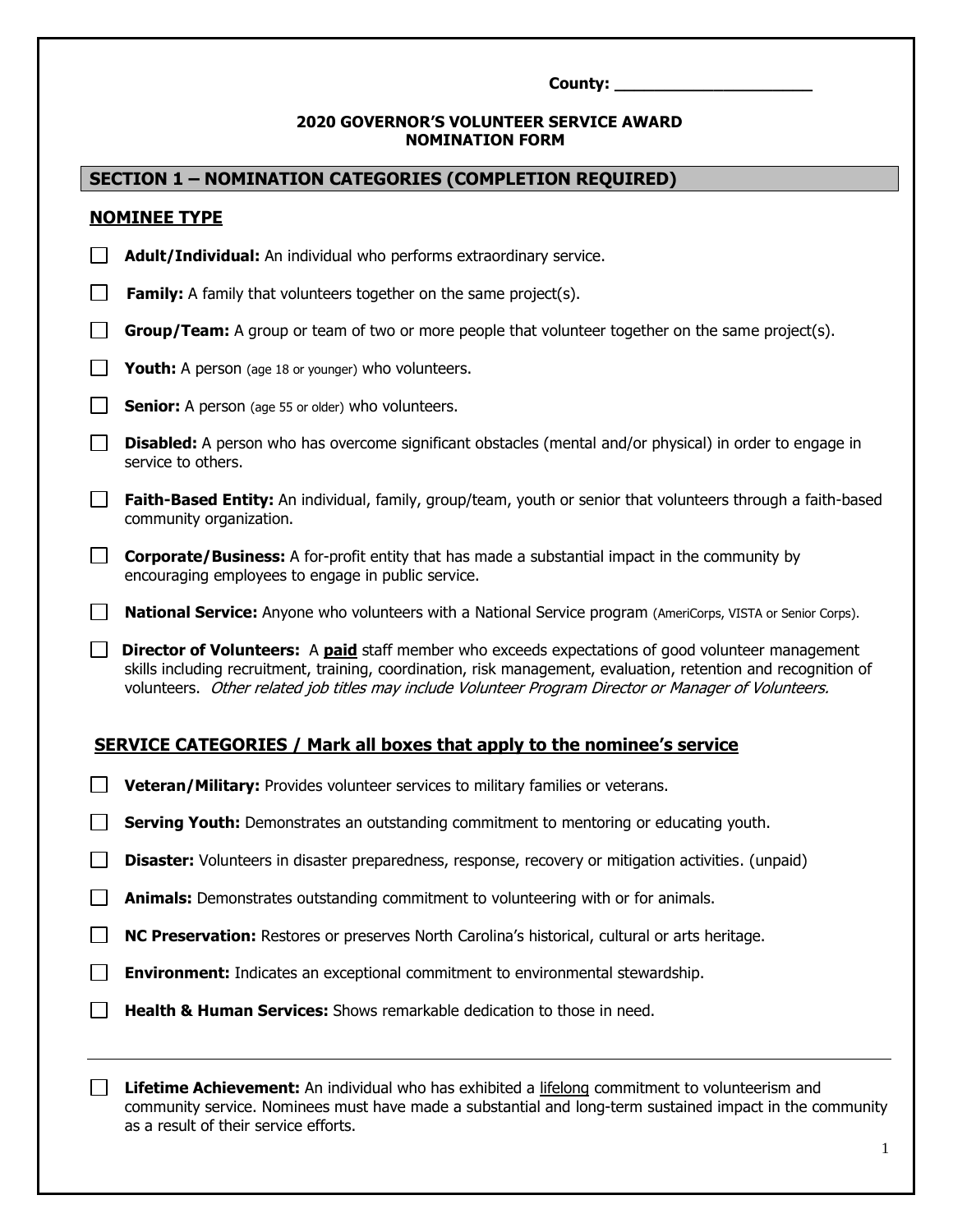County: ____________________

**2020 GOVERNOR'S VOLUNTEER SERVICE AWARD**
**NOMINATION FORM**

## SECTION 1 – NOMINATION CATEGORIES (COMPLETION REQUIRED)

### NOMINEE TYPE

☐ **Adult/Individual:** An individual who performs extraordinary service.

☐ **Family:** A family that volunteers together on the same project(s).

☐ **Group/Team:** A group or team of two or more people that volunteer together on the same project(s).

☐ **Youth:** A person (age 18 or younger) who volunteers.

☐ **Senior:** A person (age 55 or older) who volunteers.

☐ **Disabled:** A person who has overcome significant obstacles (mental and/or physical) in order to engage in service to others.

☐ **Faith-Based Entity:** An individual, family, group/team, youth or senior that volunteers through a faith-based community organization.

☐ **Corporate/Business:** A for-profit entity that has made a substantial impact in the community by encouraging employees to engage in public service.

☐ **National Service:** Anyone who volunteers with a National Service program (AmeriCorps, VISTA or Senior Corps).

☐ **Director of Volunteers:** A **paid** staff member who exceeds expectations of good volunteer management skills including recruitment, training, coordination, risk management, evaluation, retention and recognition of volunteers. *Other related job titles may include Volunteer Program Director or Manager of Volunteers.*

### SERVICE CATEGORIES / Mark all boxes that apply to the nominee's service

☐ **Veteran/Military:** Provides volunteer services to military families or veterans.

☐ **Serving Youth:** Demonstrates an outstanding commitment to mentoring or educating youth.

☐ **Disaster:** Volunteers in disaster preparedness, response, recovery or mitigation activities. (unpaid)

☐ **Animals:** Demonstrates outstanding commitment to volunteering with or for animals.

☐ **NC Preservation:** Restores or preserves North Carolina's historical, cultural or arts heritage.

☐ **Environment:** Indicates an exceptional commitment to environmental stewardship.

☐ **Health & Human Services:** Shows remarkable dedication to those in need.

---

☐ **Lifetime Achievement:** An individual who has exhibited a lifelong commitment to volunteerism and community service. Nominees must have made a substantial and long-term sustained impact in the community as a result of their service efforts.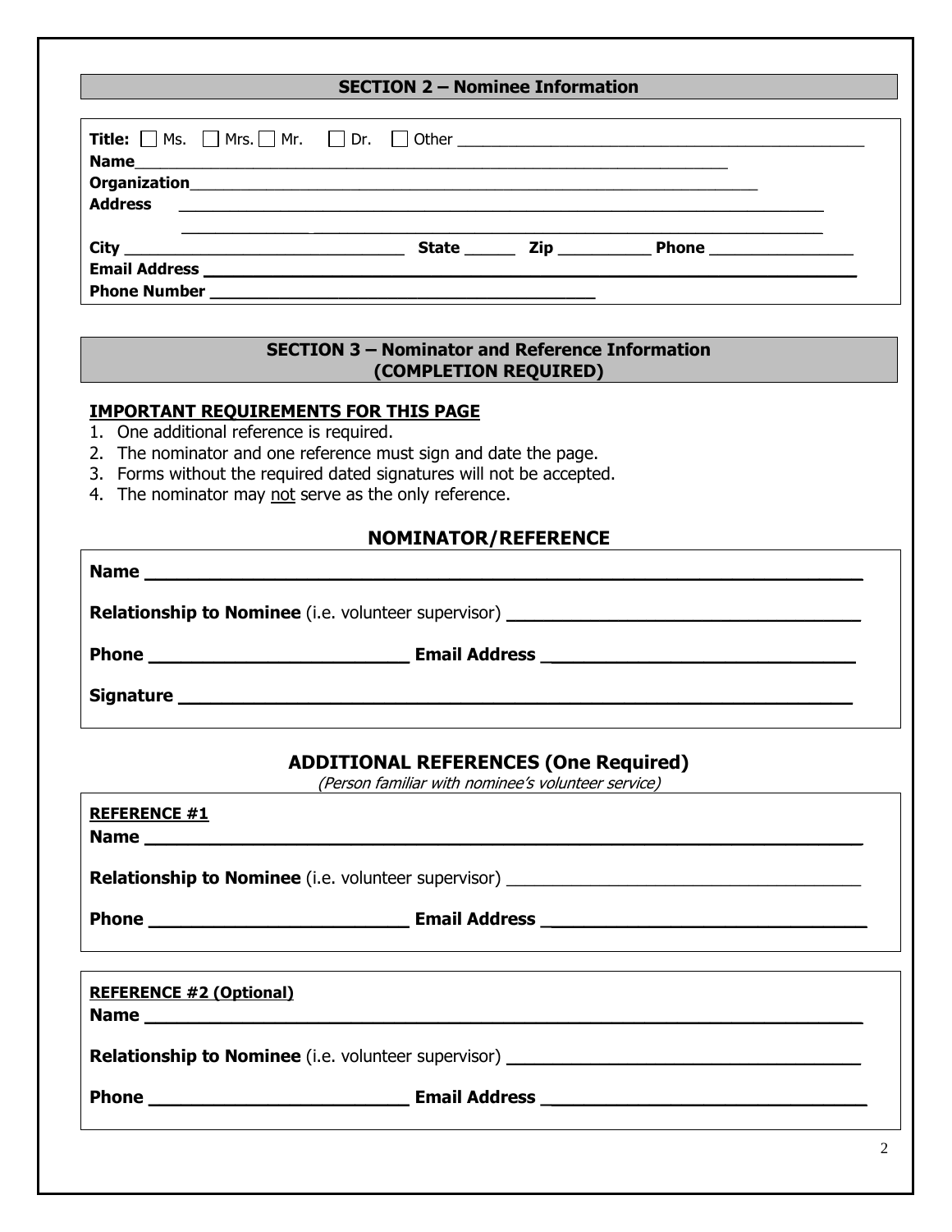## SECTION 2 – Nominee Information

**Title:** ☐ Ms. ☐ Mrs. ☐ Mr. ☐ Dr. ☐ Other ______________________________

**Name**______________________________________________

**Organization**______________________________________________

**Address** ______________________________________________

______________________________________________

**City** ____________________ **State** ______ **Zip** __________ **Phone** ______________

**Email Address** ______________________________________________

**Phone Number** ______________________________

## SECTION 3 – Nominator and Reference Information (COMPLETION REQUIRED)

**IMPORTANT REQUIREMENTS FOR THIS PAGE**

1. One additional reference is required.
2. The nominator and one reference must sign and date the page.
3. Forms without the required dated signatures will not be accepted.
4. The nominator may not serve as the only reference.

### NOMINATOR/REFERENCE

**Name** ______________________________________________

**Relationship to Nominee** (i.e. volunteer supervisor) ______________________________

**Phone** ____________________ **Email Address** ______________________________

**Signature** ______________________________________________

### ADDITIONAL REFERENCES (One Required)

*(Person familiar with nominee's volunteer service)*

**REFERENCE #1**

**Name** ______________________________________________

**Relationship to Nominee** (i.e. volunteer supervisor) ______________________________

**Phone** ____________________ **Email Address** ______________________________

**REFERENCE #2 (Optional)**

**Name** ______________________________________________

**Relationship to Nominee** (i.e. volunteer supervisor) ______________________________

**Phone** ____________________ **Email Address** ______________________________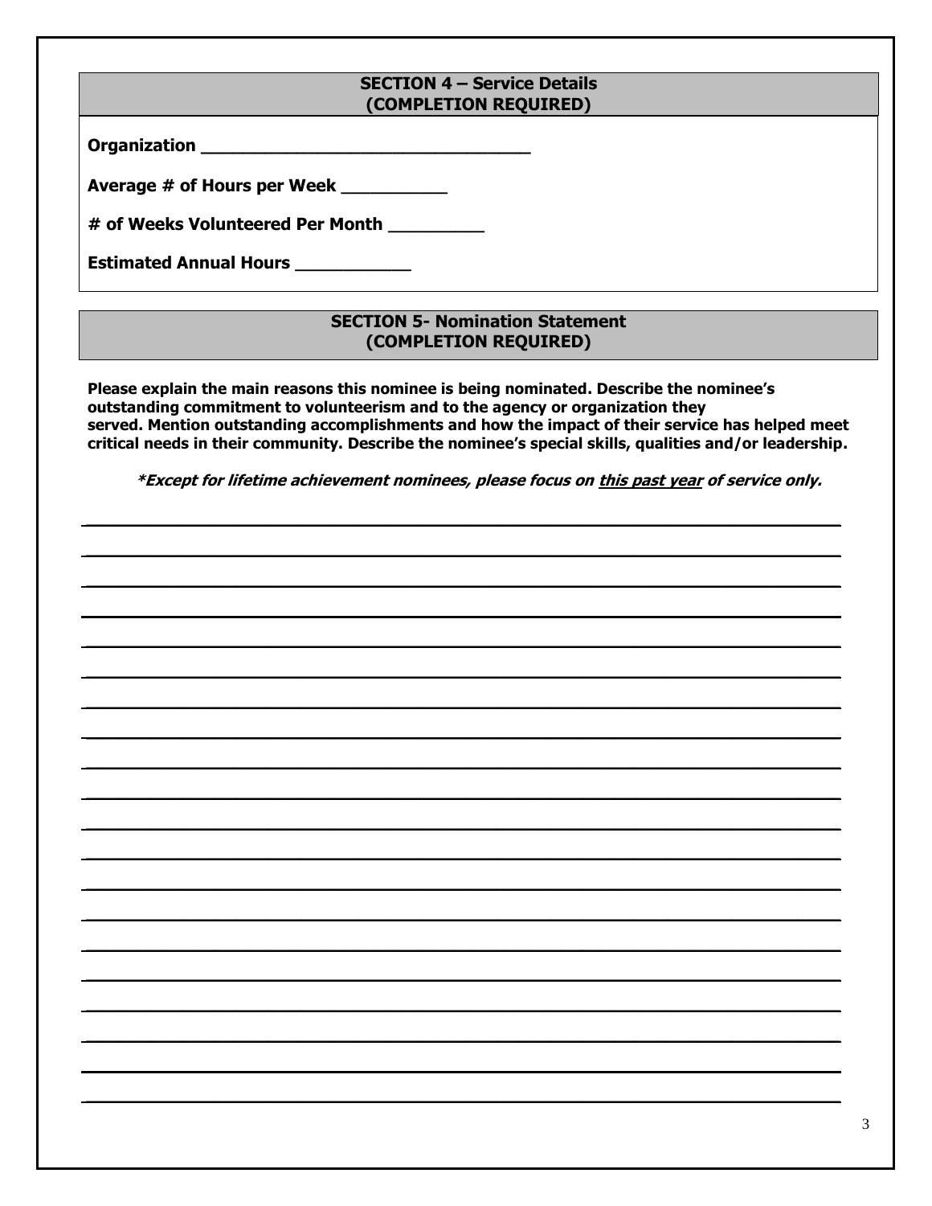## SECTION 4 – Service Details
## (COMPLETION REQUIRED)

**Organization** _______________________________

**Average # of Hours per Week** __________

**# of Weeks Volunteered Per Month** _________

**Estimated Annual Hours** ___________

## SECTION 5- Nomination Statement
## (COMPLETION REQUIRED)

**Please explain the main reasons this nominee is being nominated. Describe the nominee's outstanding commitment to volunteerism and to the agency or organization they served. Mention outstanding accomplishments and how the impact of their service has helped meet critical needs in their community. Describe the nominee's special skills, qualities and/or leadership.**

***Except for lifetime achievement nominees, please focus on <u>this past year</u> of service only.***

_______________________________________________________________________________

_______________________________________________________________________________

_______________________________________________________________________________

_______________________________________________________________________________

_______________________________________________________________________________

_______________________________________________________________________________

_______________________________________________________________________________

_______________________________________________________________________________

_______________________________________________________________________________

_______________________________________________________________________________

_______________________________________________________________________________

_______________________________________________________________________________

_______________________________________________________________________________

_______________________________________________________________________________

_______________________________________________________________________________

_______________________________________________________________________________

_______________________________________________________________________________

_______________________________________________________________________________

_______________________________________________________________________________

_______________________________________________________________________________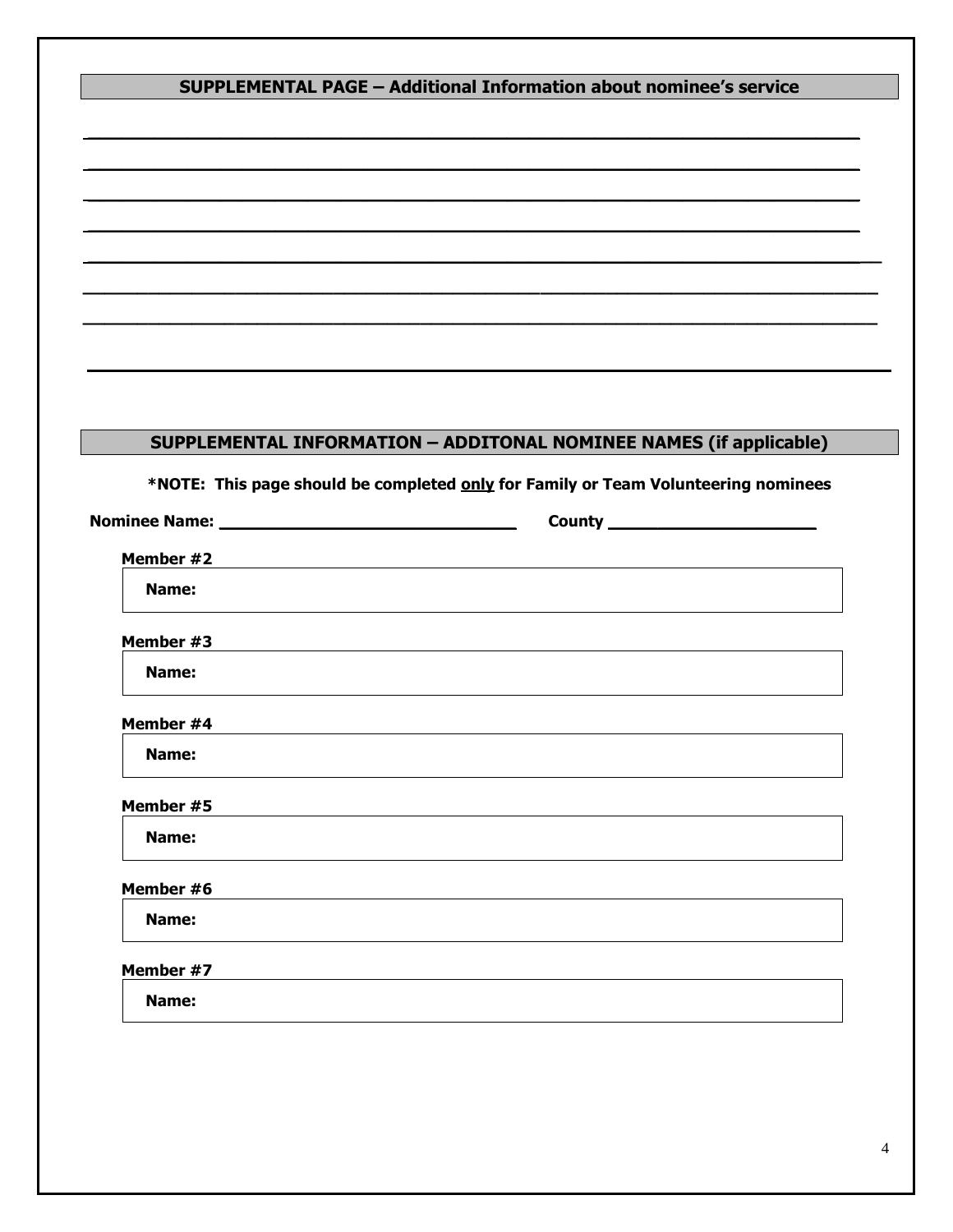## SUPPLEMENTAL PAGE – Additional Information about nominee's service

________________________________________________________________________________

________________________________________________________________________________

________________________________________________________________________________

________________________________________________________________________________

________________________________________________________________________________

________________________________________________________________________________

________________________________________________________________________________

________________________________________________________________________________

## SUPPLEMENTAL INFORMATION – ADDITONAL NOMINEE NAMES (if applicable)

**\*NOTE: This page should be completed only for Family or Team Volunteering nominees**

**Nominee Name:** ______________________________ **County** ____________________

**Member #2**

**Name:**

**Member #3**

**Name:**

**Member #4**

**Name:**

**Member #5**

**Name:**

**Member #6**

**Name:**

**Member #7**

**Name:**